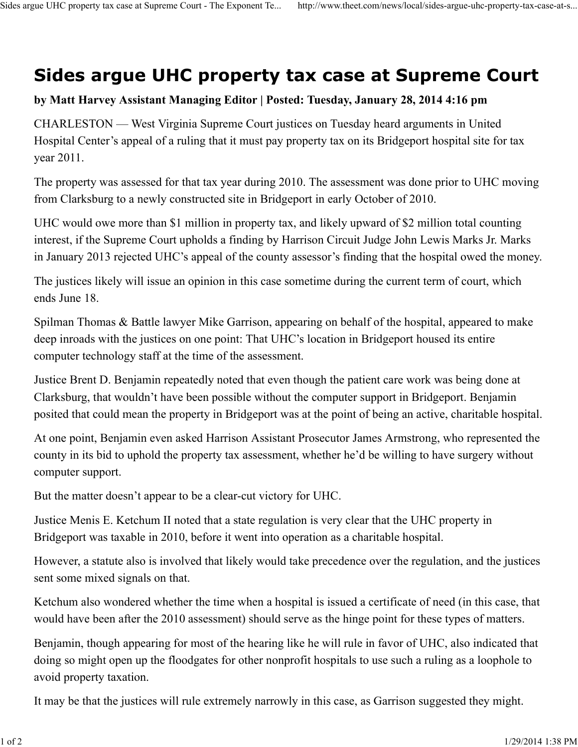# Sides argue UHC property tax case at Supreme Court

**by Matt Harvey Assistant Managing Editor | Posted: Tuesday, January 28, 2014 4:16 pm**

CHARLESTON — West Virginia Supreme Court justices on Tuesday heard arguments in United Hospital Center's appeal of a ruling that it must pay property tax on its Bridgeport hospital site for tax year 2011.

The property was assessed for that tax year during 2010. The assessment was done prior to UHC moving from Clarksburg to a newly constructed site in Bridgeport in early October of 2010.

UHC would owe more than $1 million in property tax, and likely upward of $2 million total counting interest, if the Supreme Court upholds a finding by Harrison Circuit Judge John Lewis Marks Jr. Marks in January 2013 rejected UHC's appeal of the county assessor's finding that the hospital owed the money.

The justices likely will issue an opinion in this case sometime during the current term of court, which ends June 18.

Spilman Thomas & Battle lawyer Mike Garrison, appearing on behalf of the hospital, appeared to make deep inroads with the justices on one point: That UHC's location in Bridgeport housed its entire computer technology staff at the time of the assessment.

Justice Brent D. Benjamin repeatedly noted that even though the patient care work was being done at Clarksburg, that wouldn't have been possible without the computer support in Bridgeport. Benjamin posited that could mean the property in Bridgeport was at the point of being an active, charitable hospital.

At one point, Benjamin even asked Harrison Assistant Prosecutor James Armstrong, who represented the county in its bid to uphold the property tax assessment, whether he'd be willing to have surgery without computer support.

But the matter doesn't appear to be a clear-cut victory for UHC.

Justice Menis E. Ketchum II noted that a state regulation is very clear that the UHC property in Bridgeport was taxable in 2010, before it went into operation as a charitable hospital.

However, a statute also is involved that likely would take precedence over the regulation, and the justices sent some mixed signals on that.

Ketchum also wondered whether the time when a hospital is issued a certificate of need (in this case, that would have been after the 2010 assessment) should serve as the hinge point for these types of matters.

Benjamin, though appearing for most of the hearing like he will rule in favor of UHC, also indicated that doing so might open up the floodgates for other nonprofit hospitals to use such a ruling as a loophole to avoid property taxation.

It may be that the justices will rule extremely narrowly in this case, as Garrison suggested they might.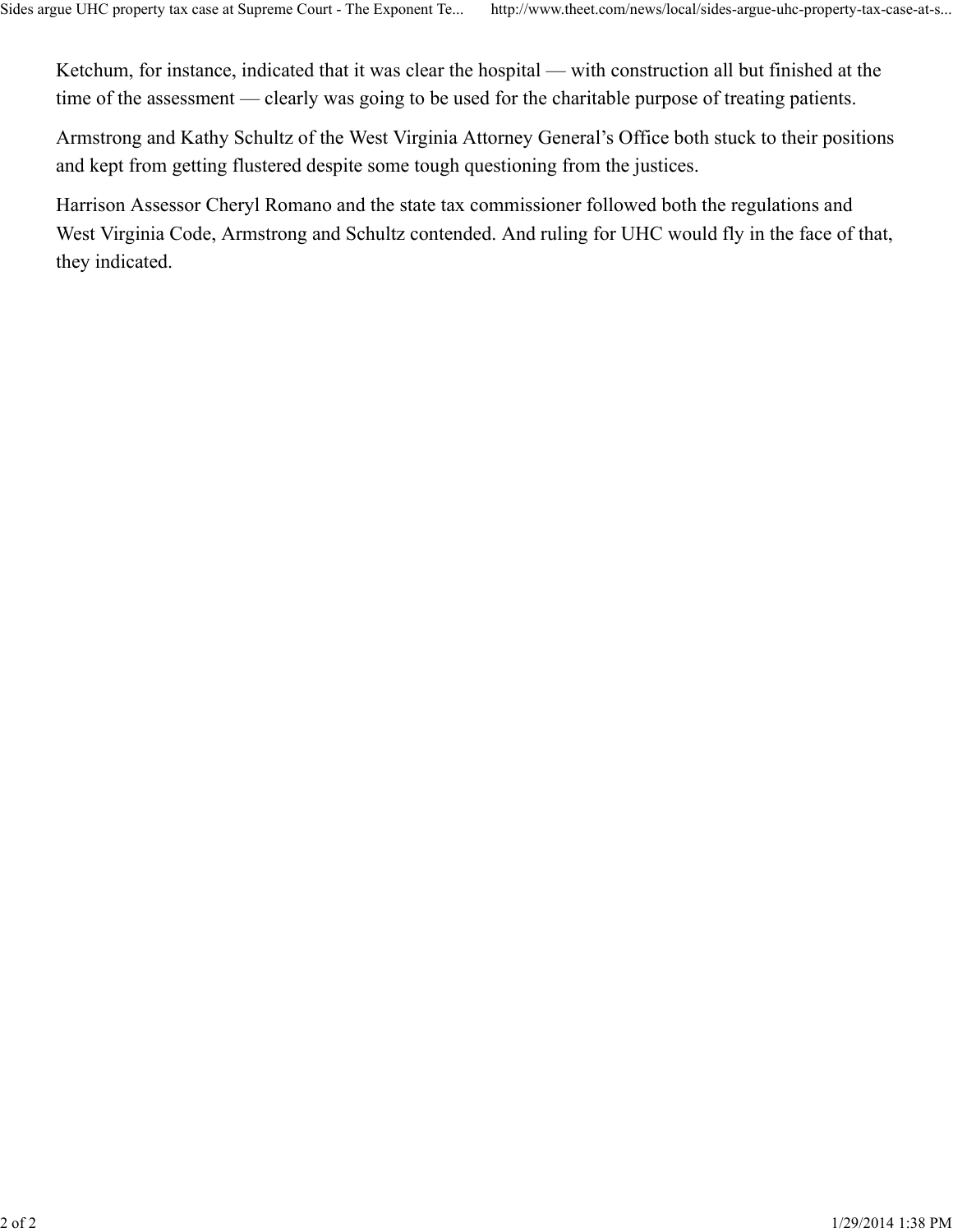Ketchum, for instance, indicated that it was clear the hospital — with construction all but finished at the time of the assessment — clearly was going to be used for the charitable purpose of treating patients.

Armstrong and Kathy Schultz of the West Virginia Attorney General's Office both stuck to their positions and kept from getting flustered despite some tough questioning from the justices.

Harrison Assessor Cheryl Romano and the state tax commissioner followed both the regulations and West Virginia Code, Armstrong and Schultz contended. And ruling for UHC would fly in the face of that, they indicated.